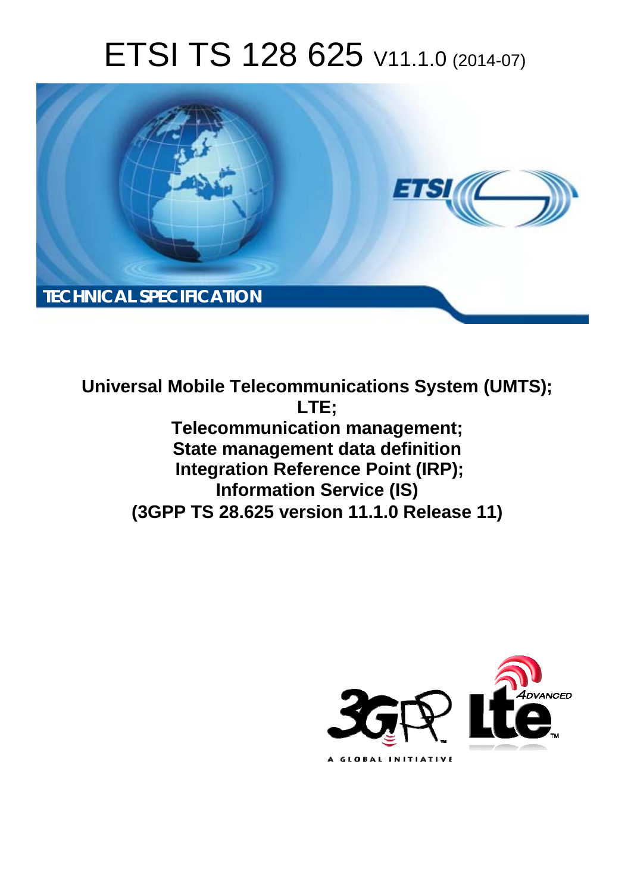# ETSI TS 128 625 V11.1.0 (2014-07)

TECHNICAL SPECIFICATION

**Universal Mobile Telecommunications System (UMTS);**
**LTE;**
**Telecommunication management;**
**State management data definition**
**Integration Reference Point (IRP);**
**Information Service (IS)**
**(3GPP TS 28.625 version 11.1.0 Release 11)**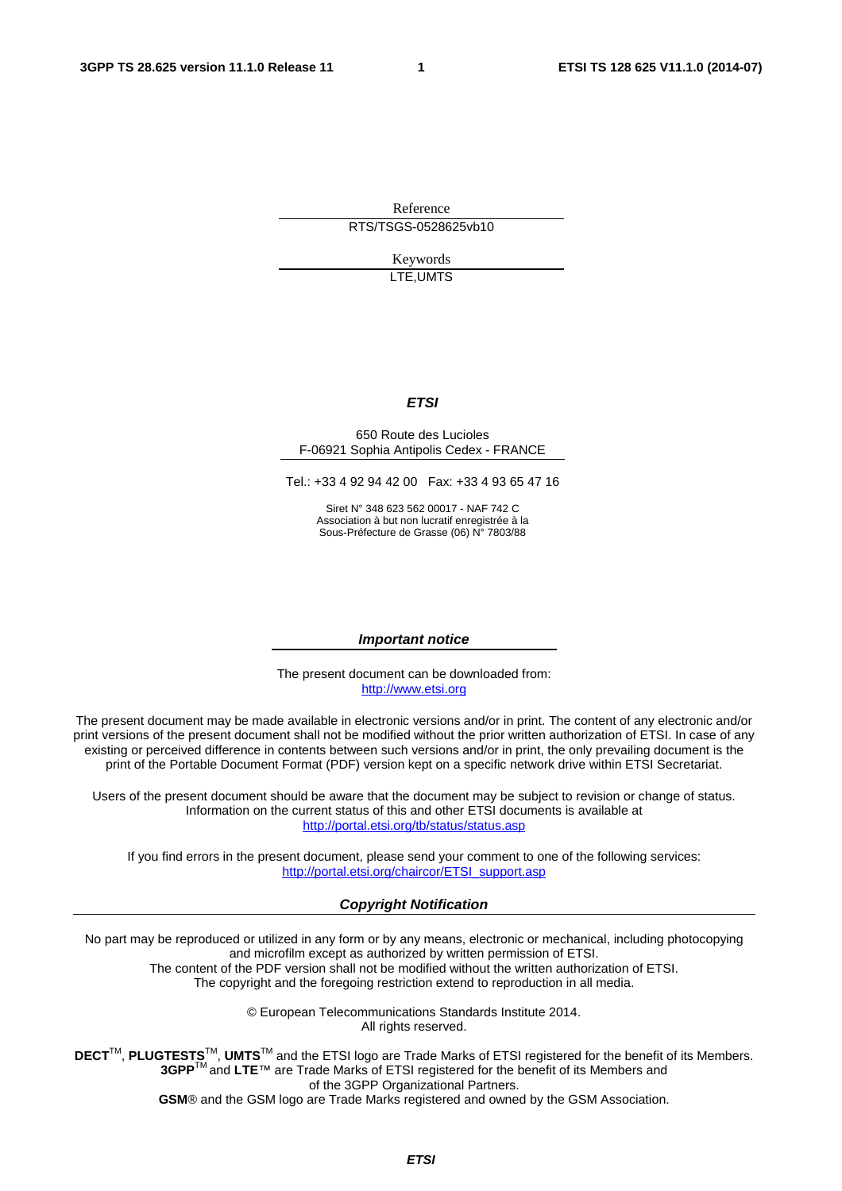Reference

RTS/TSGS-0528625vb10

Keywords

LTE,UMTS

***ETSI***

650 Route des Lucioles
F-06921 Sophia Antipolis Cedex - FRANCE

Tel.: +33 4 92 94 42 00 Fax: +33 4 93 65 47 16

Siret N° 348 623 562 00017 - NAF 742 C
Association à but non lucratif enregistrée à la
Sous-Préfecture de Grasse (06) N° 7803/88

***Important notice***

The present document can be downloaded from:
http://www.etsi.org

The present document may be made available in electronic versions and/or in print. The content of any electronic and/or print versions of the present document shall not be modified without the prior written authorization of ETSI. In case of any existing or perceived difference in contents between such versions and/or in print, the only prevailing document is the print of the Portable Document Format (PDF) version kept on a specific network drive within ETSI Secretariat.

Users of the present document should be aware that the document may be subject to revision or change of status. Information on the current status of this and other ETSI documents is available at
http://portal.etsi.org/tb/status/status.asp

If you find errors in the present document, please send your comment to one of the following services:
http://portal.etsi.org/chaircor/ETSI_support.asp

***Copyright Notification***

No part may be reproduced or utilized in any form or by any means, electronic or mechanical, including photocopying and microfilm except as authorized by written permission of ETSI.
The content of the PDF version shall not be modified without the written authorization of ETSI.
The copyright and the foregoing restriction extend to reproduction in all media.

© European Telecommunications Standards Institute 2014.
All rights reserved.

**DECT**™, **PLUGTESTS**™, **UMTS**™ and the ETSI logo are Trade Marks of ETSI registered for the benefit of its Members.
**3GPP**™ and **LTE**™ are Trade Marks of ETSI registered for the benefit of its Members and of the 3GPP Organizational Partners.
**GSM**® and the GSM logo are Trade Marks registered and owned by the GSM Association.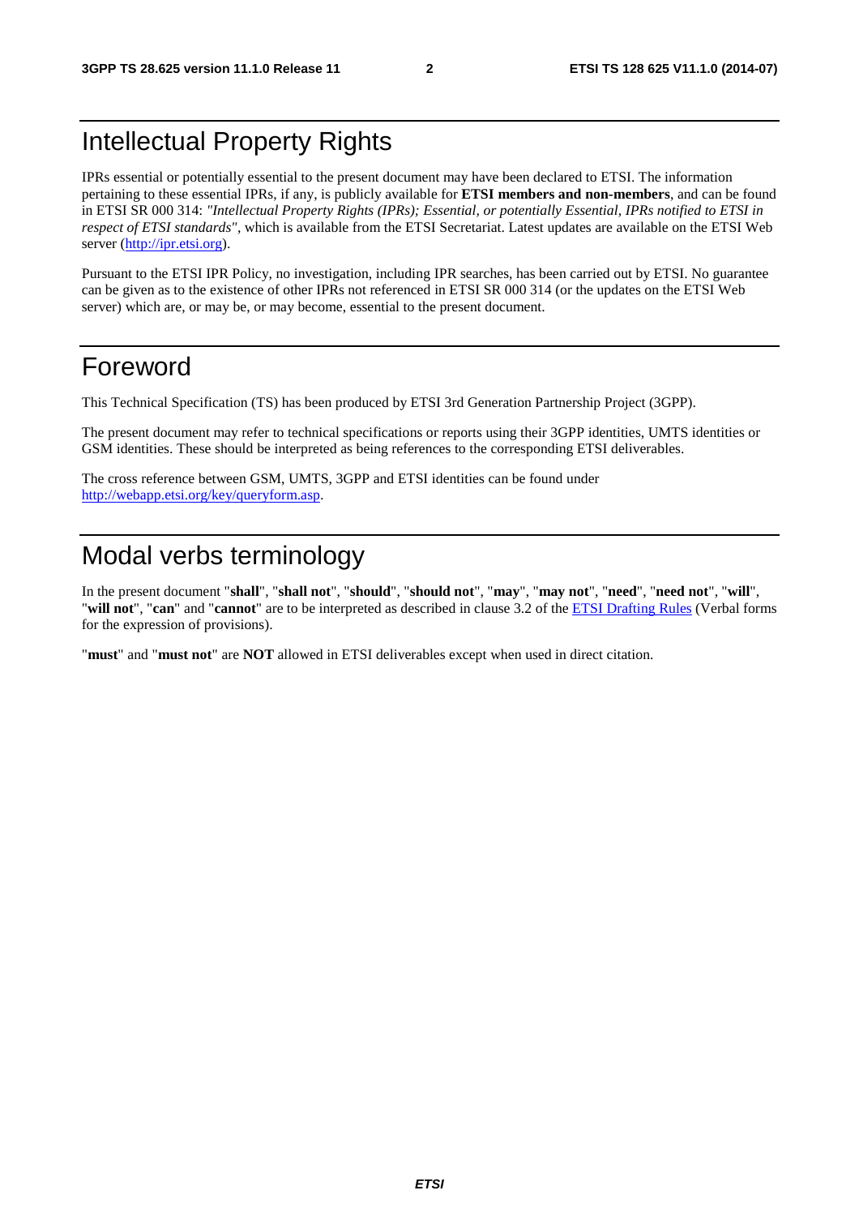# Intellectual Property Rights

IPRs essential or potentially essential to the present document may have been declared to ETSI. The information pertaining to these essential IPRs, if any, is publicly available for **ETSI members and non-members**, and can be found in ETSI SR 000 314: *"Intellectual Property Rights (IPRs); Essential, or potentially Essential, IPRs notified to ETSI in respect of ETSI standards"*, which is available from the ETSI Secretariat. Latest updates are available on the ETSI Web server (http://ipr.etsi.org).

Pursuant to the ETSI IPR Policy, no investigation, including IPR searches, has been carried out by ETSI. No guarantee can be given as to the existence of other IPRs not referenced in ETSI SR 000 314 (or the updates on the ETSI Web server) which are, or may be, or may become, essential to the present document.

# Foreword

This Technical Specification (TS) has been produced by ETSI 3rd Generation Partnership Project (3GPP).

The present document may refer to technical specifications or reports using their 3GPP identities, UMTS identities or GSM identities. These should be interpreted as being references to the corresponding ETSI deliverables.

The cross reference between GSM, UMTS, 3GPP and ETSI identities can be found under http://webapp.etsi.org/key/queryform.asp.

# Modal verbs terminology

In the present document "**shall**", "**shall not**", "**should**", "**should not**", "**may**", "**may not**", "**need**", "**need not**", "**will**", "**will not**", "**can**" and "**cannot**" are to be interpreted as described in clause 3.2 of the ETSI Drafting Rules (Verbal forms for the expression of provisions).

"**must**" and "**must not**" are **NOT** allowed in ETSI deliverables except when used in direct citation.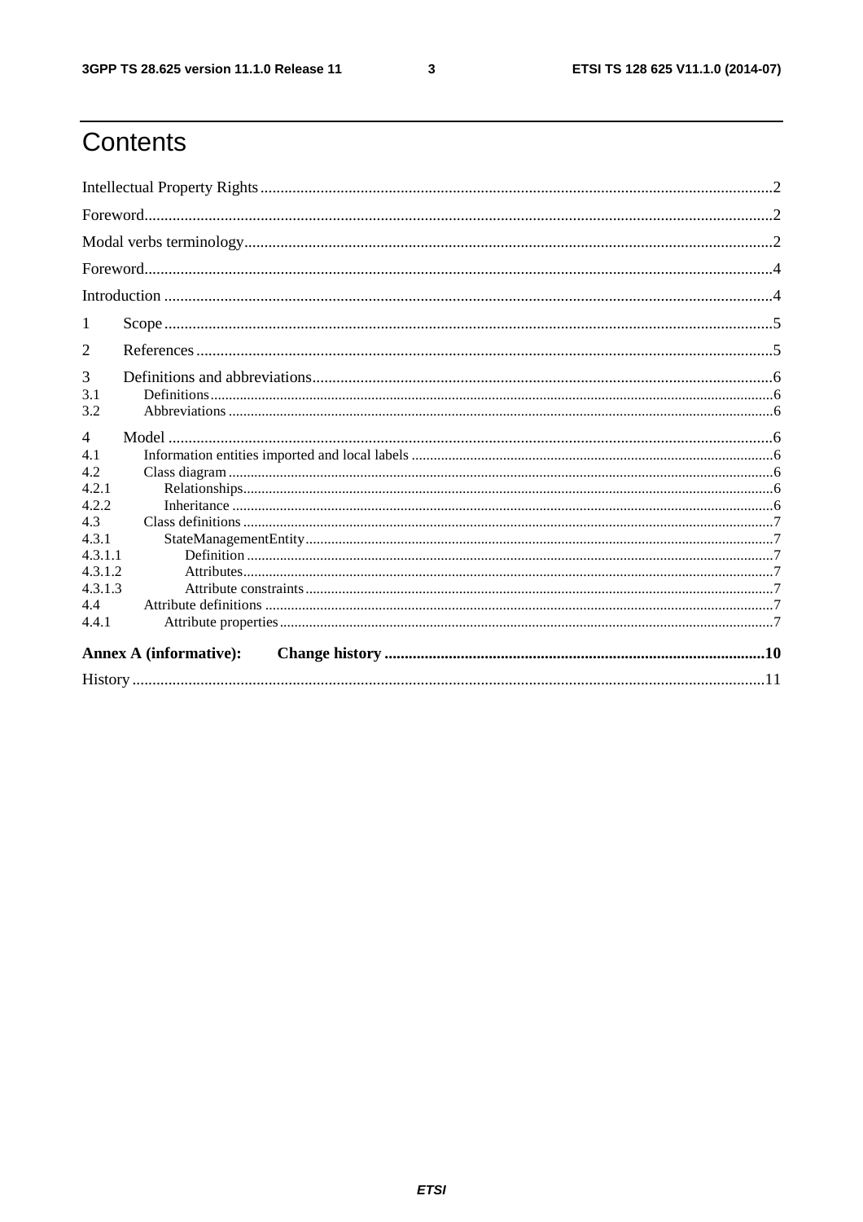# Contents

Intellectual Property Rights ..... 2

Foreword ..... 2

Modal verbs terminology ..... 2

Foreword ..... 4

Introduction ..... 4

1 Scope ..... 5

2 References ..... 5

3 Definitions and abbreviations ..... 6

3.1 Definitions ..... 6

3.2 Abbreviations ..... 6

4 Model ..... 6

4.1 Information entities imported and local labels ..... 6

4.2 Class diagram ..... 6

4.2.1 Relationships ..... 6

4.2.2 Inheritance ..... 6

4.3 Class definitions ..... 7

4.3.1 StateManagementEntity ..... 7

4.3.1.1 Definition ..... 7

4.3.1.2 Attributes ..... 7

4.3.1.3 Attribute constraints ..... 7

4.4 Attribute definitions ..... 7

4.4.1 Attribute properties ..... 7

**Annex A (informative): Change history ..... 10**

History ..... 11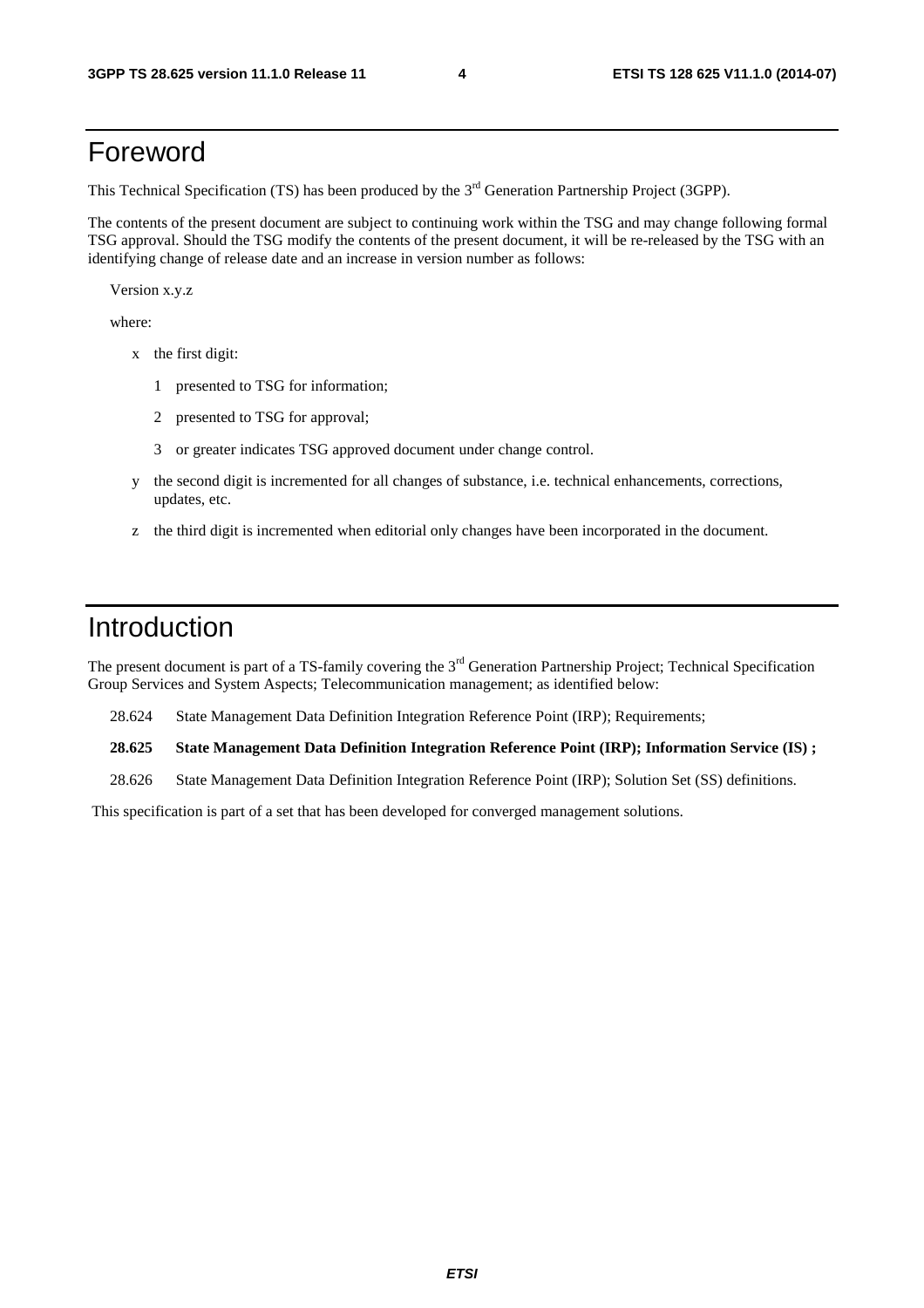# Foreword

This Technical Specification (TS) has been produced by the 3rd Generation Partnership Project (3GPP).

The contents of the present document are subject to continuing work within the TSG and may change following formal TSG approval. Should the TSG modify the contents of the present document, it will be re-released by the TSG with an identifying change of release date and an increase in version number as follows:

Version x.y.z

where:

- x the first digit:
  - 1 presented to TSG for information;
  - 2 presented to TSG for approval;
  - 3 or greater indicates TSG approved document under change control.
- y the second digit is incremented for all changes of substance, i.e. technical enhancements, corrections, updates, etc.
- z the third digit is incremented when editorial only changes have been incorporated in the document.

# Introduction

The present document is part of a TS-family covering the 3rd Generation Partnership Project; Technical Specification Group Services and System Aspects; Telecommunication management; as identified below:

28.624 State Management Data Definition Integration Reference Point (IRP); Requirements;

**28.625 State Management Data Definition Integration Reference Point (IRP); Information Service (IS) ;**

28.626 State Management Data Definition Integration Reference Point (IRP); Solution Set (SS) definitions.

This specification is part of a set that has been developed for converged management solutions.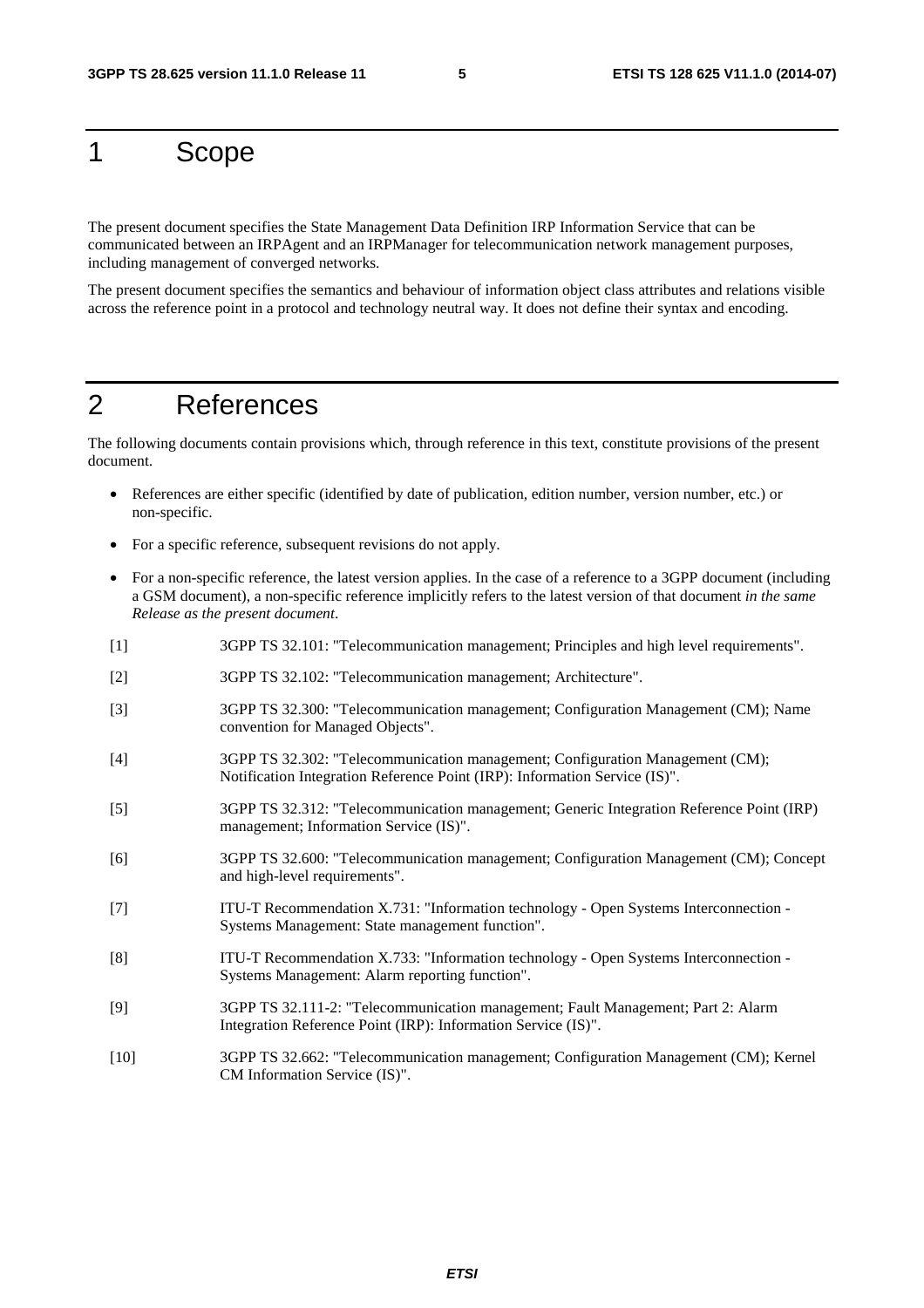# 1 Scope

The present document specifies the State Management Data Definition IRP Information Service that can be communicated between an IRPAgent and an IRPManager for telecommunication network management purposes, including management of converged networks.

The present document specifies the semantics and behaviour of information object class attributes and relations visible across the reference point in a protocol and technology neutral way. It does not define their syntax and encoding.

# 2 References

The following documents contain provisions which, through reference in this text, constitute provisions of the present document.

- References are either specific (identified by date of publication, edition number, version number, etc.) or non-specific.
- For a specific reference, subsequent revisions do not apply.
- For a non-specific reference, the latest version applies. In the case of a reference to a 3GPP document (including a GSM document), a non-specific reference implicitly refers to the latest version of that document *in the same Release as the present document*.

[1] 3GPP TS 32.101: "Telecommunication management; Principles and high level requirements".

[2] 3GPP TS 32.102: "Telecommunication management; Architecture".

[3] 3GPP TS 32.300: "Telecommunication management; Configuration Management (CM); Name convention for Managed Objects".

[4] 3GPP TS 32.302: "Telecommunication management; Configuration Management (CM); Notification Integration Reference Point (IRP): Information Service (IS)".

[5] 3GPP TS 32.312: "Telecommunication management; Generic Integration Reference Point (IRP) management; Information Service (IS)".

[6] 3GPP TS 32.600: "Telecommunication management; Configuration Management (CM); Concept and high-level requirements".

[7] ITU-T Recommendation X.731: "Information technology - Open Systems Interconnection - Systems Management: State management function".

[8] ITU-T Recommendation X.733: "Information technology - Open Systems Interconnection - Systems Management: Alarm reporting function".

[9] 3GPP TS 32.111-2: "Telecommunication management; Fault Management; Part 2: Alarm Integration Reference Point (IRP): Information Service (IS)".

[10] 3GPP TS 32.662: "Telecommunication management; Configuration Management (CM); Kernel CM Information Service (IS)".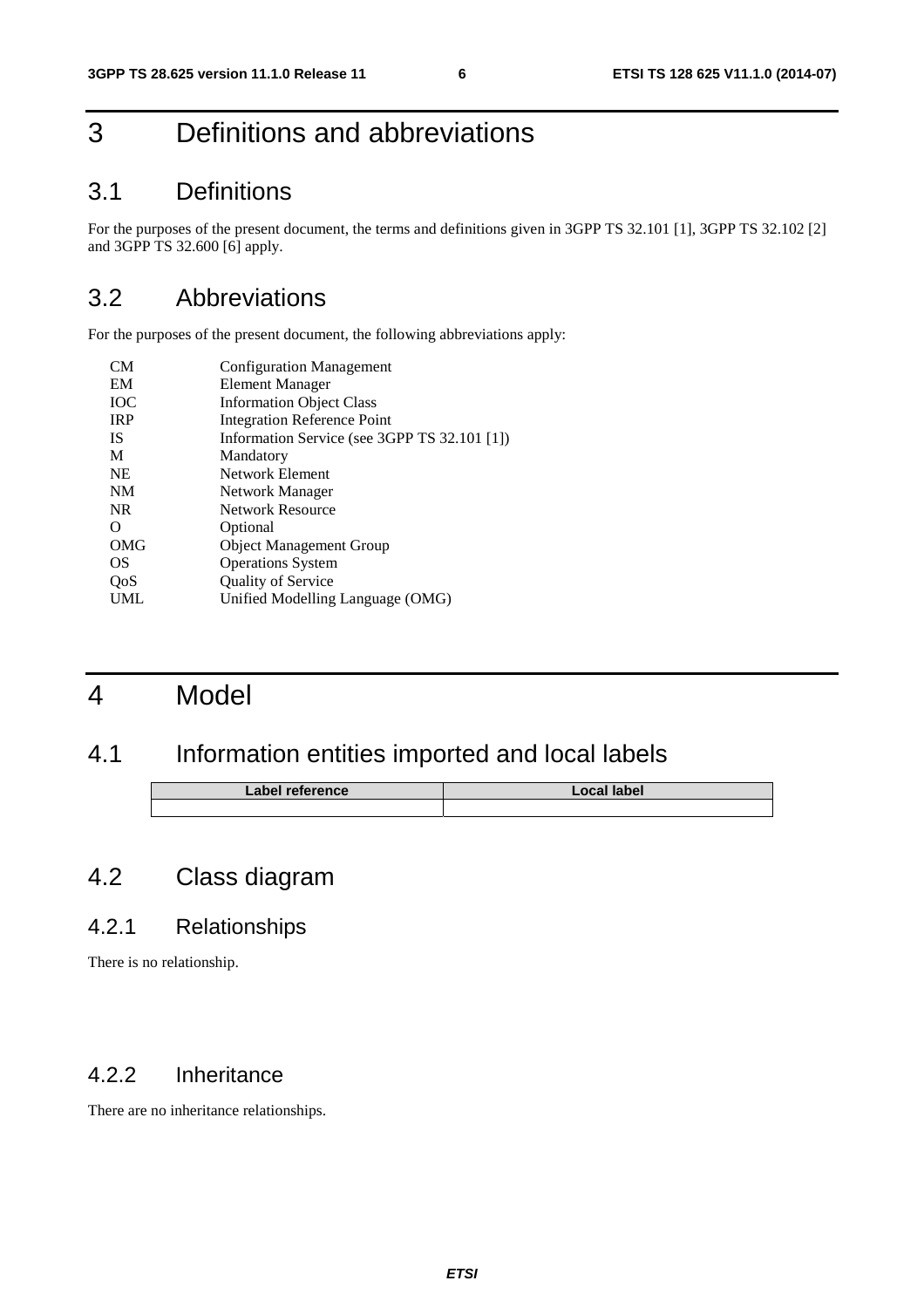# 3 Definitions and abbreviations

## 3.1 Definitions

For the purposes of the present document, the terms and definitions given in 3GPP TS 32.101 [1], 3GPP TS 32.102 [2] and 3GPP TS 32.600 [6] apply.

## 3.2 Abbreviations

For the purposes of the present document, the following abbreviations apply:

| | |
|---|---|
| CM | Configuration Management |
| EM | Element Manager |
| IOC | Information Object Class |
| IRP | Integration Reference Point |
| IS | Information Service (see 3GPP TS 32.101 [1]) |
| M | Mandatory |
| NE | Network Element |
| NM | Network Manager |
| NR | Network Resource |
| O | Optional |
| OMG | Object Management Group |
| OS | Operations System |
| QoS | Quality of Service |
| UML | Unified Modelling Language (OMG) |

# 4 Model

## 4.1 Information entities imported and local labels

| Label reference | Local label |
|---|---|
| | |

## 4.2 Class diagram

### 4.2.1 Relationships

There is no relationship.

### 4.2.2 Inheritance

There are no inheritance relationships.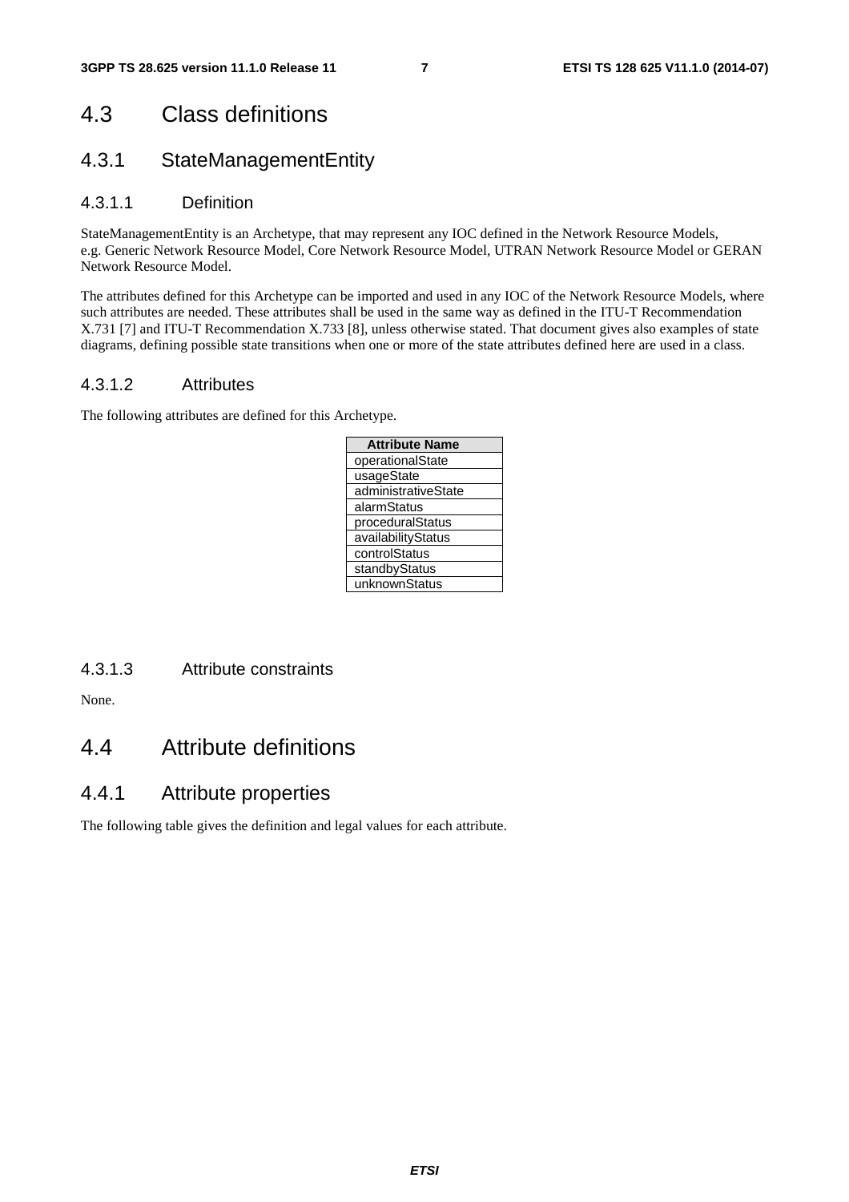# 4.3 Class definitions

## 4.3.1 StateManagementEntity

### 4.3.1.1 Definition

StateManagementEntity is an Archetype, that may represent any IOC defined in the Network Resource Models, e.g. Generic Network Resource Model, Core Network Resource Model, UTRAN Network Resource Model or GERAN Network Resource Model.

The attributes defined for this Archetype can be imported and used in any IOC of the Network Resource Models, where such attributes are needed. These attributes shall be used in the same way as defined in the ITU-T Recommendation X.731 [7] and ITU-T Recommendation X.733 [8], unless otherwise stated. That document gives also examples of state diagrams, defining possible state transitions when one or more of the state attributes defined here are used in a class.

### 4.3.1.2 Attributes

The following attributes are defined for this Archetype.

| Attribute Name |
| --- |
| operationalState |
| usageState |
| administrativeState |
| alarmStatus |
| proceduralStatus |
| availabilityStatus |
| controlStatus |
| standbyStatus |
| unknownStatus |

### 4.3.1.3 Attribute constraints

None.

# 4.4 Attribute definitions

## 4.4.1 Attribute properties

The following table gives the definition and legal values for each attribute.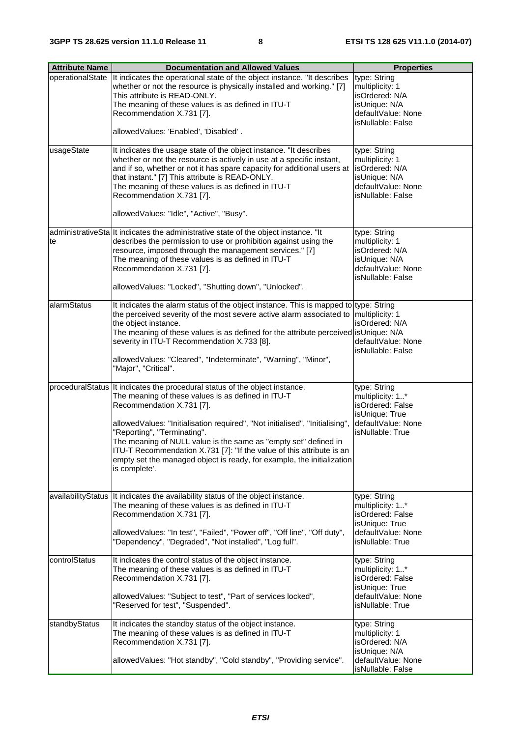| Attribute Name | Documentation and Allowed Values | Properties |
| --- | --- | --- |
| operationalState | It indicates the operational state of the object instance. "It describes whether or not the resource is physically installed and working." [7] This attribute is READ-ONLY.<br>The meaning of these values is as defined in ITU-T Recommendation X.731 [7].<br><br>allowedValues: 'Enabled', 'Disabled' . | type: String<br>multiplicity: 1<br>isOrdered: N/A<br>isUnique: N/A<br>defaultValue: None<br>isNullable: False |
| usageState | It indicates the usage state of the object instance. "It describes whether or not the resource is actively in use at a specific instant, and if so, whether or not it has spare capacity for additional users at that instant." [7] This attribute is READ-ONLY.<br>The meaning of these values is as defined in ITU-T Recommendation X.731 [7].<br><br>allowedValues: "Idle", "Active", "Busy". | type: String<br>multiplicity: 1<br>isOrdered: N/A<br>isUnique: N/A<br>defaultValue: None<br>isNullable: False |
| administrativeState | It indicates the administrative state of the object instance. "It describes the permission to use or prohibition against using the resource, imposed through the management services." [7]<br>The meaning of these values is as defined in ITU-T Recommendation X.731 [7].<br><br>allowedValues: "Locked", "Shutting down", "Unlocked". | type: String<br>multiplicity: 1<br>isOrdered: N/A<br>isUnique: N/A<br>defaultValue: None<br>isNullable: False |
| alarmStatus | It indicates the alarm status of the object instance. This is mapped to the perceived severity of the most severe active alarm associated to the object instance.<br>The meaning of these values is as defined for the attribute perceived severity in ITU-T Recommendation X.733 [8].<br><br>allowedValues: "Cleared", "Indeterminate", "Warning", "Minor", "Major", "Critical". | type: String<br>multiplicity: 1<br>isOrdered: N/A<br>isUnique: N/A<br>defaultValue: None<br>isNullable: False |
| proceduralStatus | It indicates the procedural status of the object instance.<br>The meaning of these values is as defined in ITU-T Recommendation X.731 [7].<br><br>allowedValues: "Initialisation required", "Not initialised", "Initialising", "Reporting", "Terminating".<br>The meaning of NULL value is the same as "empty set" defined in ITU-T Recommendation X.731 [7]: "If the value of this attribute is an empty set the managed object is ready, for example, the initialization is complete'. | type: String<br>multiplicity: 1..*<br>isOrdered: False<br>isUnique: True<br>defaultValue: None<br>isNullable: True |
| availabilityStatus | It indicates the availability status of the object instance.<br>The meaning of these values is as defined in ITU-T Recommendation X.731 [7].<br><br>allowedValues: "In test", "Failed", "Power off", "Off line", "Off duty", "Dependency", "Degraded", "Not installed", "Log full". | type: String<br>multiplicity: 1..*<br>isOrdered: False<br>isUnique: True<br>defaultValue: None<br>isNullable: True |
| controlStatus | It indicates the control status of the object instance.<br>The meaning of these values is as defined in ITU-T Recommendation X.731 [7].<br><br>allowedValues: "Subject to test", "Part of services locked", "Reserved for test", "Suspended". | type: String<br>multiplicity: 1..*<br>isOrdered: False<br>isUnique: True<br>defaultValue: None<br>isNullable: True |
| standbyStatus | It indicates the standby status of the object instance.<br>The meaning of these values is as defined in ITU-T Recommendation X.731 [7].<br><br>allowedValues: "Hot standby", "Cold standby", "Providing service". | type: String<br>multiplicity: 1<br>isOrdered: N/A<br>isUnique: N/A<br>defaultValue: None<br>isNullable: False |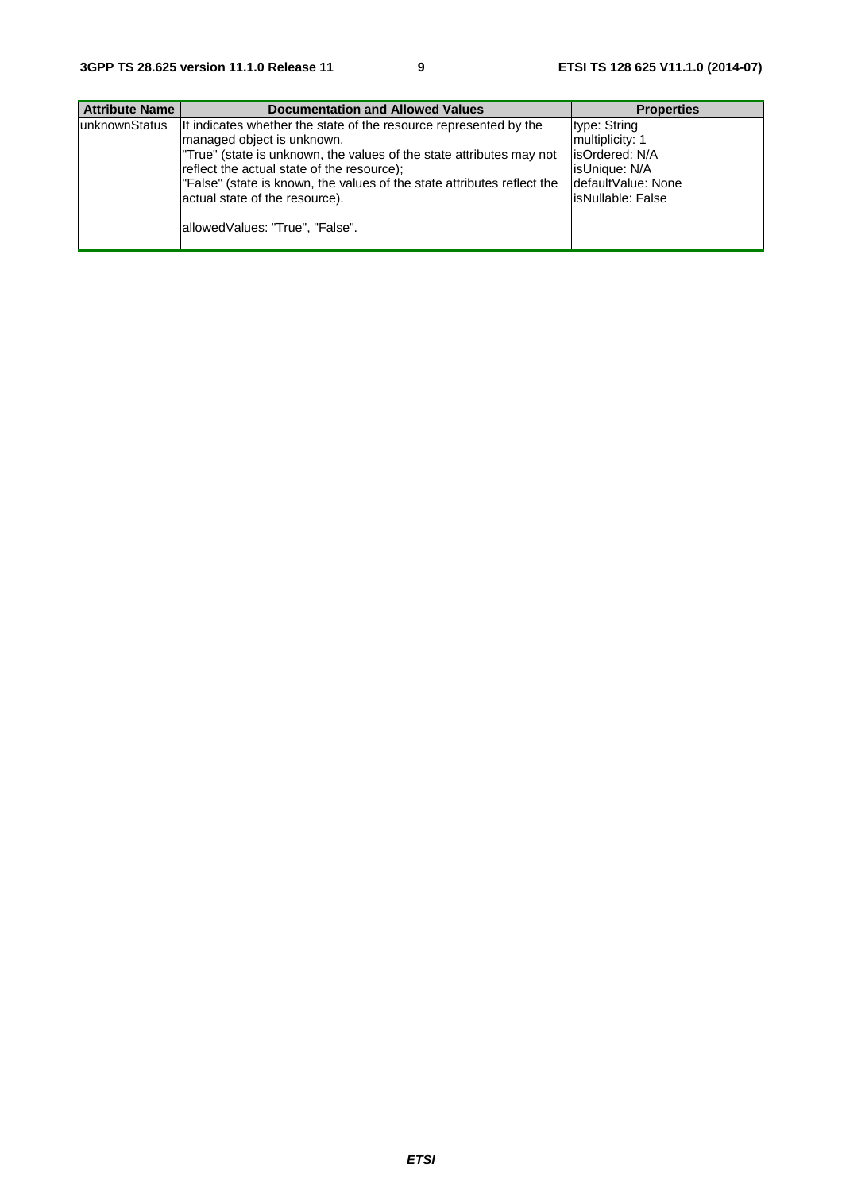| Attribute Name | Documentation and Allowed Values | Properties |
| --- | --- | --- |
| unknownStatus | It indicates whether the state of the resource represented by the managed object is unknown.<br>"True" (state is unknown, the values of the state attributes may not reflect the actual state of the resource);<br>"False" (state is known, the values of the state attributes reflect the actual state of the resource).<br><br>allowedValues: "True", "False". | type: String<br>multiplicity: 1<br>isOrdered: N/A<br>isUnique: N/A<br>defaultValue: None<br>isNullable: False |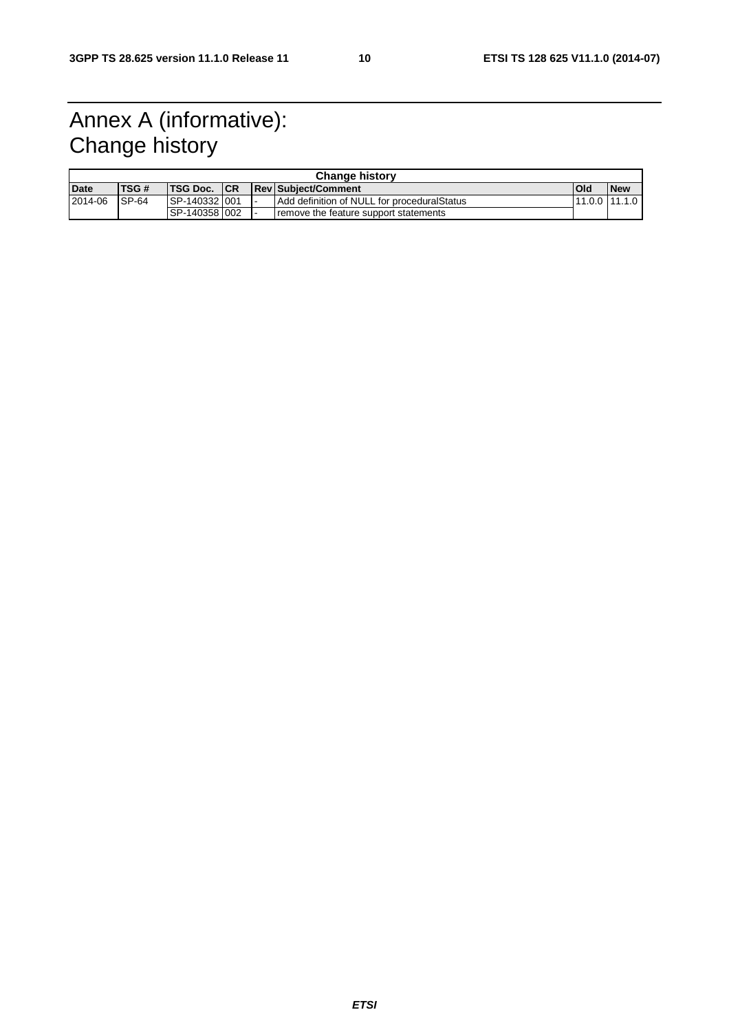# Annex A (informative): Change history

| Change history | | | | | | | |
|---|---|---|---|---|---|---|---|
| **Date** | **TSG #** | **TSG Doc.** | **CR** | **Rev** | **Subject/Comment** | **Old** | **New** |
| 2014-06 | SP-64 | SP-140332 | 001 | - | Add definition of NULL for proceduralStatus | 11.0.0 | 11.1.0 |
| | | SP-140358 | 002 | - | remove the feature support statements | | |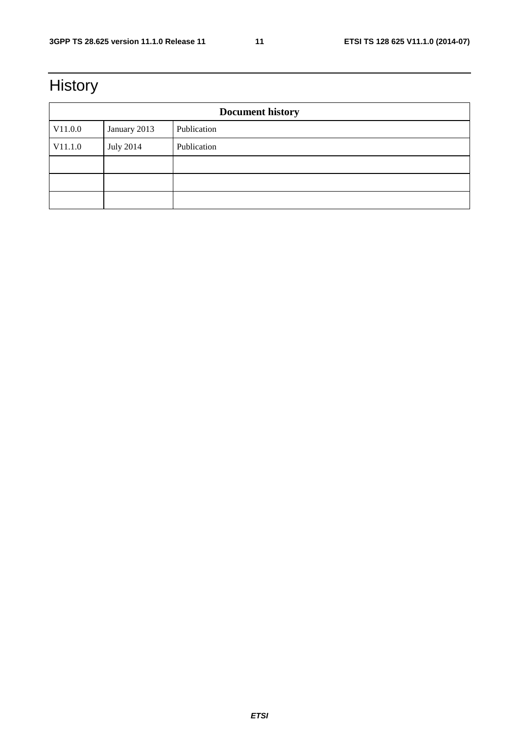# History

| Document history | | |
|---|---|---|
| V11.0.0 | January 2013 | Publication |
| V11.1.0 | July 2014 | Publication |
| | | |
| | | |
| | | |